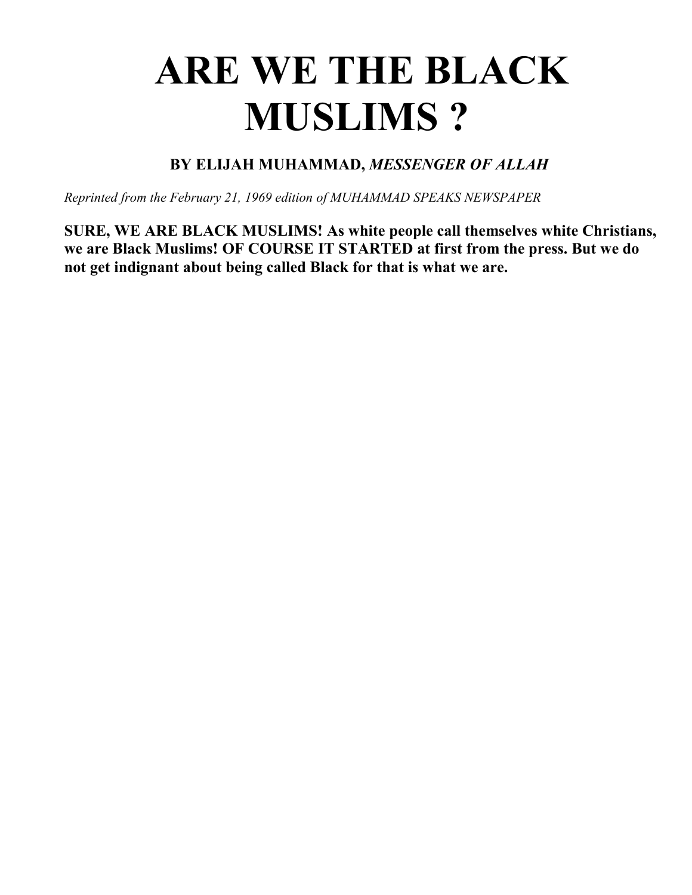# ARE WE THE BLACK MUSLIMS ?

**BY ELIJAH MUHAMMAD, *MESSENGER OF ALLAH***

*Reprinted from the February 21, 1969 edition of MUHAMMAD SPEAKS NEWSPAPER*

**SURE, WE ARE BLACK MUSLIMS! As white people call themselves white Christians, we are Black Muslims! OF COURSE IT STARTED at first from the press. But we do not get indignant about being called Black for that is what we are.**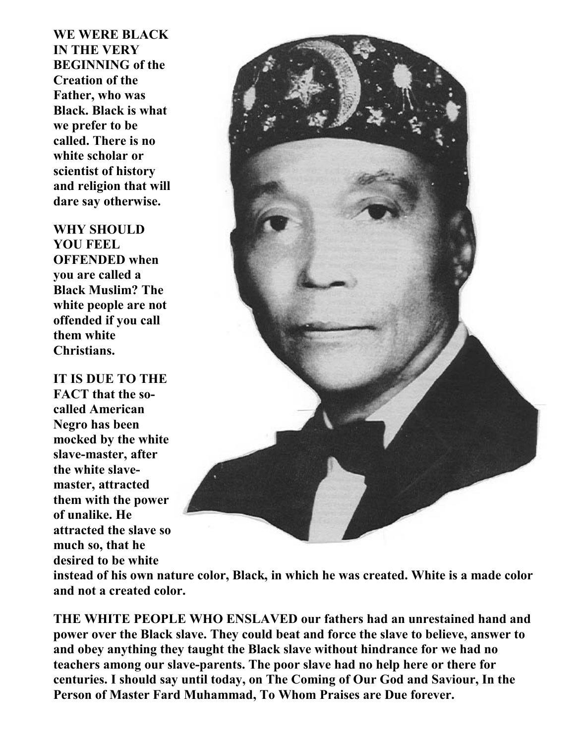**WE WERE BLACK IN THE VERY BEGINNING of the Creation of the Father, who was Black. Black is what we prefer to be called. There is no white scholar or scientist of history and religion that will dare say otherwise.**

**WHY SHOULD YOU FEEL OFFENDED when you are called a Black Muslim? The white people are not offended if you call them white Christians.**

**IT IS DUE TO THE FACT that the so-called American Negro has been mocked by the white slave-master, after the white slave-master, attracted them with the power of unalike. He attracted the slave so much so, that he desired to be white instead of his own nature color, Black, in which he was created. White is a made color and not a created color.**

**THE WHITE PEOPLE WHO ENSLAVED our fathers had an unrestained hand and power over the Black slave. They could beat and force the slave to believe, answer to and obey anything they taught the Black slave without hindrance for we had no teachers among our slave-parents. The poor slave had no help here or there for centuries. I should say until today, on The Coming of Our God and Saviour, In the Person of Master Fard Muhammad, To Whom Praises are Due forever.**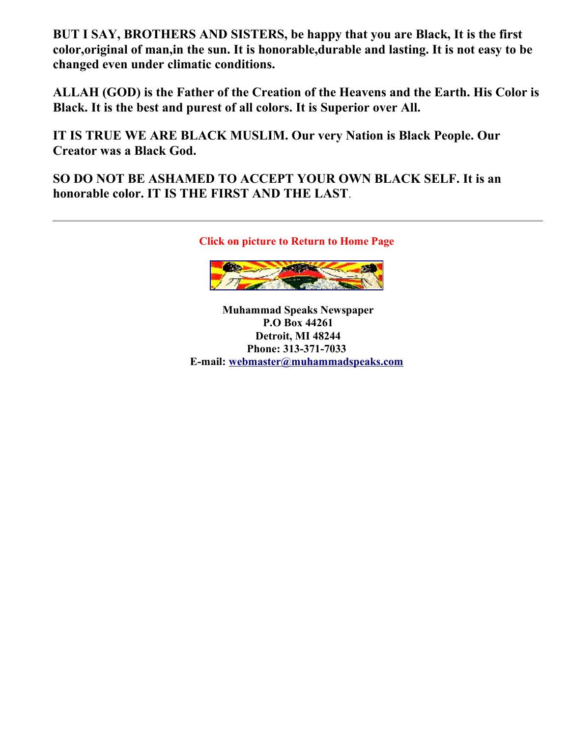**BUT I SAY, BROTHERS AND SISTERS, be happy that you are Black, It is the first color,original of man,in the sun. It is honorable,durable and lasting. It is not easy to be changed even under climatic conditions.**

**ALLAH (GOD) is the Father of the Creation of the Heavens and the Earth. His Color is Black. It is the best and purest of all colors. It is Superior over All.**

**IT IS TRUE WE ARE BLACK MUSLIM. Our very Nation is Black People. Our Creator was a Black God.**

**SO DO NOT BE ASHAMED TO ACCEPT YOUR OWN BLACK SELF. It is an honorable color. IT IS THE FIRST AND THE LAST**.

---

**Click on picture to Return to Home Page**

**Muhammad Speaks Newspaper**
**P.O Box 44261**
**Detroit, MI 48244**
**Phone: 313-371-7033**
**E-mail: webmaster@muhammadspeaks.com**